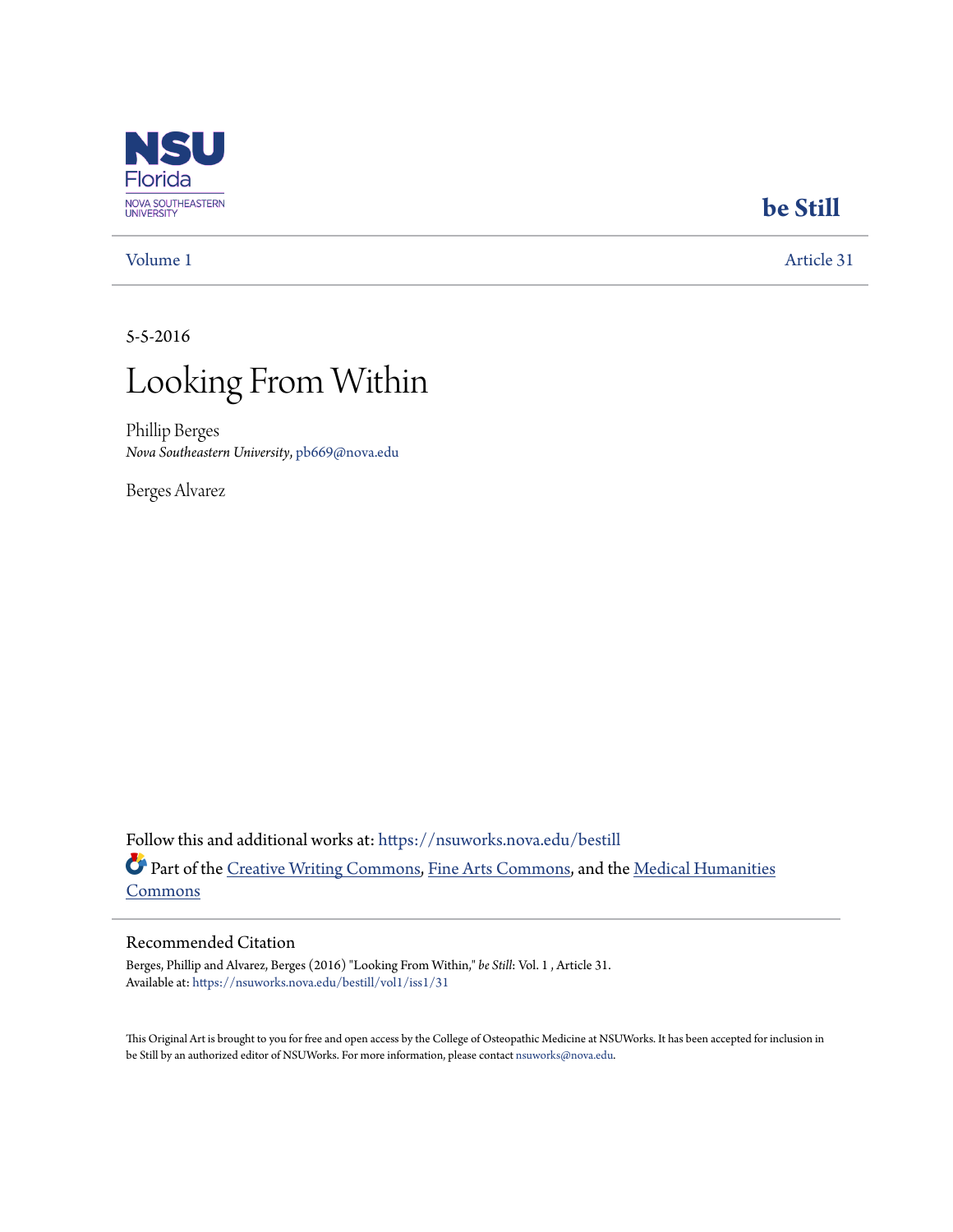be Still

Volume 1 | Article 31

5-5-2016

# Looking From Within

Phillip Berges
*Nova Southeastern University*, pb669@nova.edu

Berges Alvarez

Follow this and additional works at: https://nsuworks.nova.edu/bestill

Part of the Creative Writing Commons, Fine Arts Commons, and the Medical Humanities Commons

## Recommended Citation

Berges, Phillip and Alvarez, Berges (2016) "Looking From Within," *be Still*: Vol. 1 , Article 31.
Available at: https://nsuworks.nova.edu/bestill/vol1/iss1/31

This Original Art is brought to you for free and open access by the College of Osteopathic Medicine at NSUWorks. It has been accepted for inclusion in be Still by an authorized editor of NSUWorks. For more information, please contact nsuworks@nova.edu.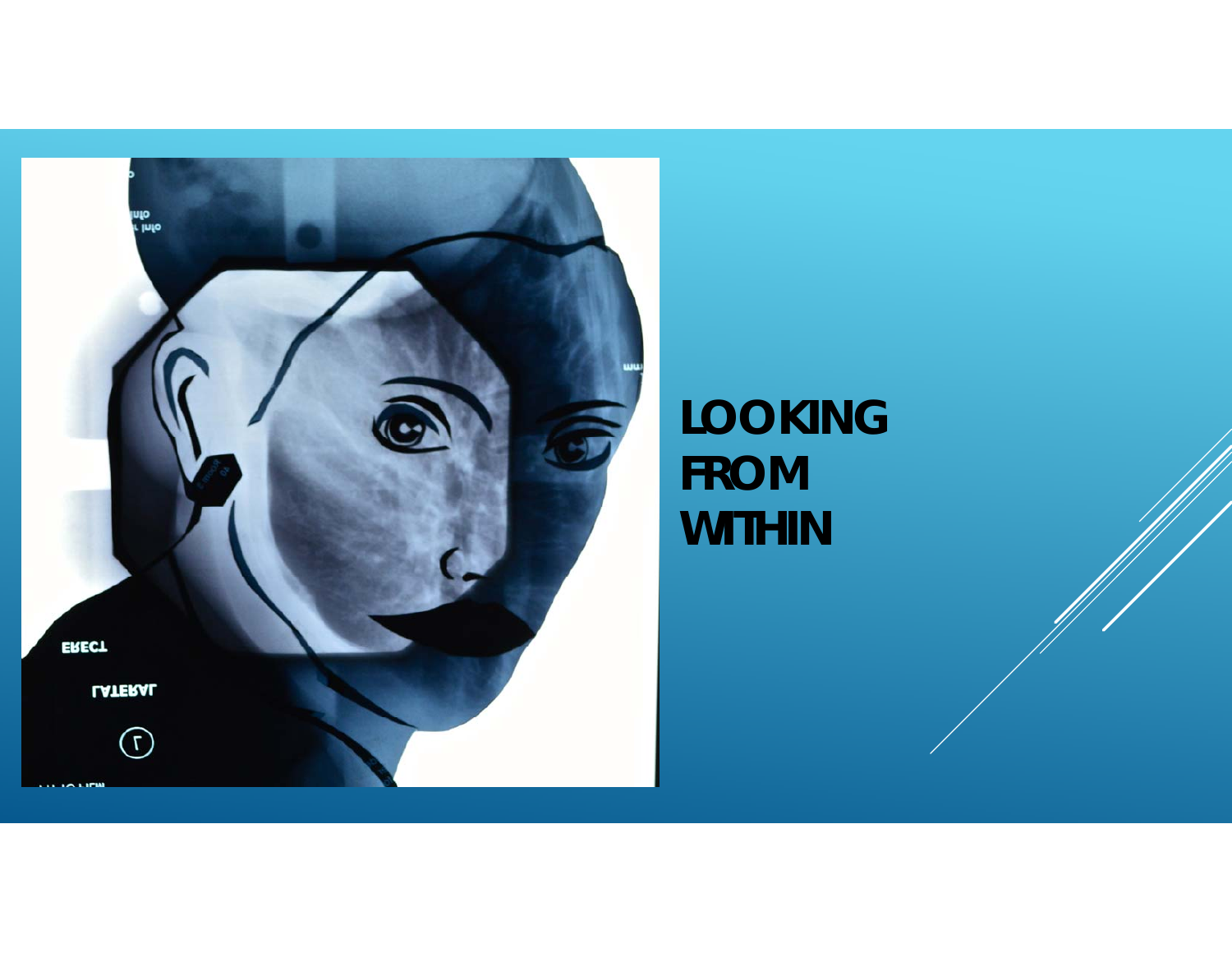# LOOKING FROM WITHIN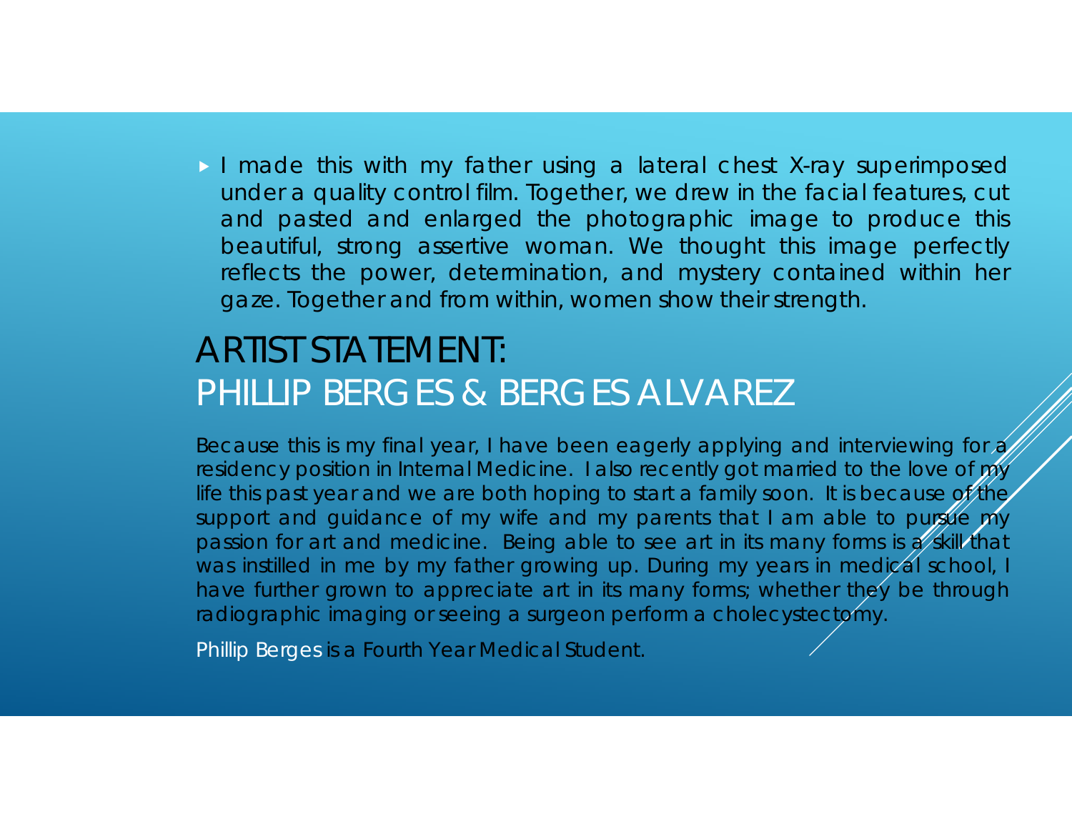- I made this with my father using a lateral chest X-ray superimposed under a quality control film. Together, we drew in the facial features, cut and pasted and enlarged the photographic image to produce this beautiful, strong assertive woman. We thought this image perfectly reflects the power, determination, and mystery contained within her gaze. Together and from within, women show their strength.

# ARTIST STATEMENT:
# PHILLIP BERGES & BERGES ALVAREZ

Because this is my final year, I have been eagerly applying and interviewing for a residency position in Internal Medicine. I also recently got married to the love of my life this past year and we are both hoping to start a family soon. It is because of the support and guidance of my wife and my parents that I am able to pursue my passion for art and medicine. Being able to see art in its many forms is a skill that was instilled in me by my father growing up. During my years in medical school, I have further grown to appreciate art in its many forms; whether they be through radiographic imaging or seeing a surgeon perform a cholecystectomy.

Phillip Berges is a Fourth Year Medical Student.